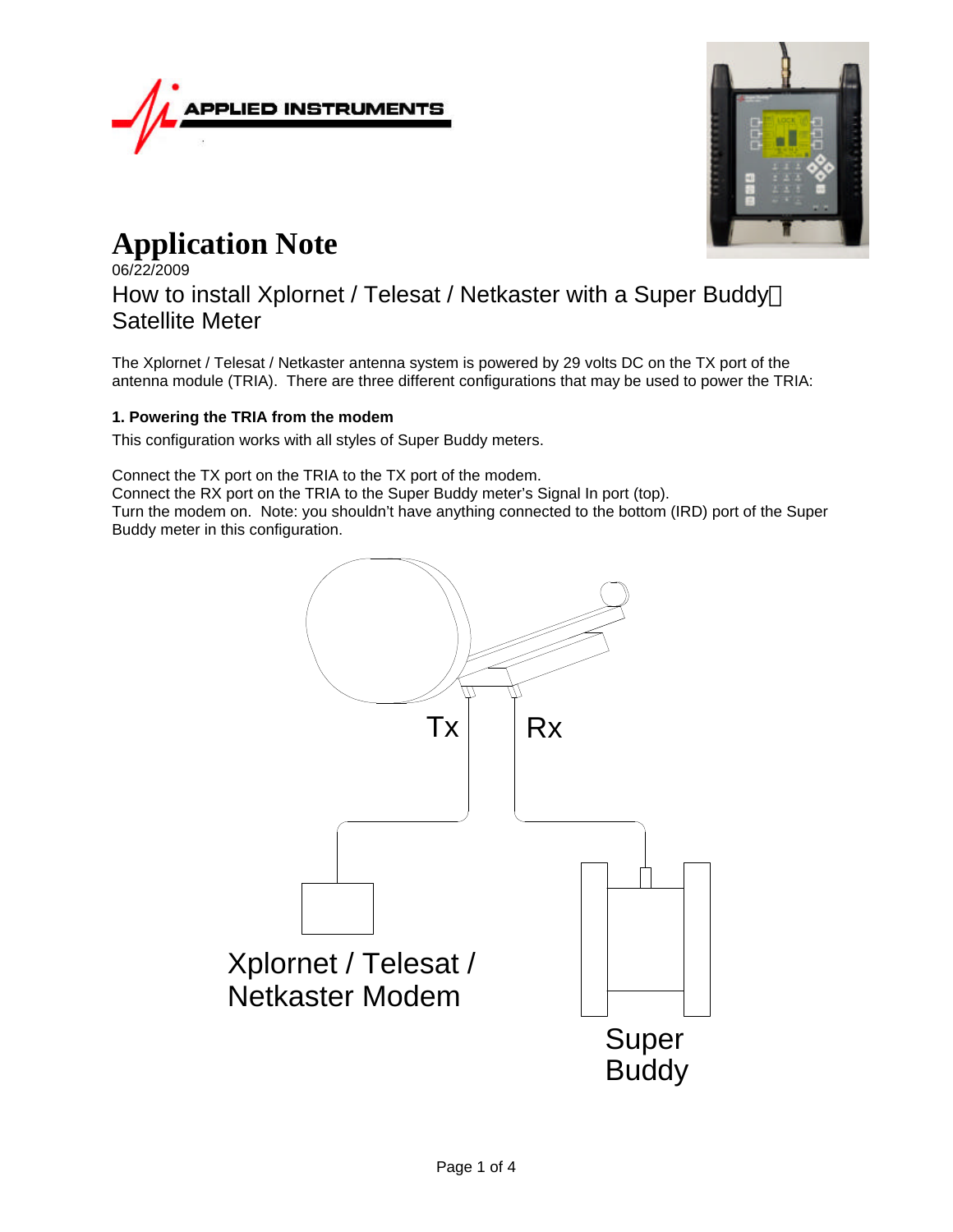APPLIED INSTRUMENTS

# Application Note

06/22/2009

## How to install Xplornet / Telesat / Netkaster with a Super Buddy Satellite Meter

The Xplornet / Telesat / Netkaster antenna system is powered by 29 volts DC on the TX port of the antenna module (TRIA). There are three different configurations that may be used to power the TRIA:

### 1. Powering the TRIA from the modem

This configuration works with all styles of Super Buddy meters.

Connect the TX port on the TRIA to the TX port of the modem.
Connect the RX port on the TRIA to the Super Buddy meter's Signal In port (top).
Turn the modem on. Note: you shouldn't have anything connected to the bottom (IRD) port of the Super Buddy meter in this configuration.

Tx

Rx

Xplornet / Telesat / Netkaster Modem

Super Buddy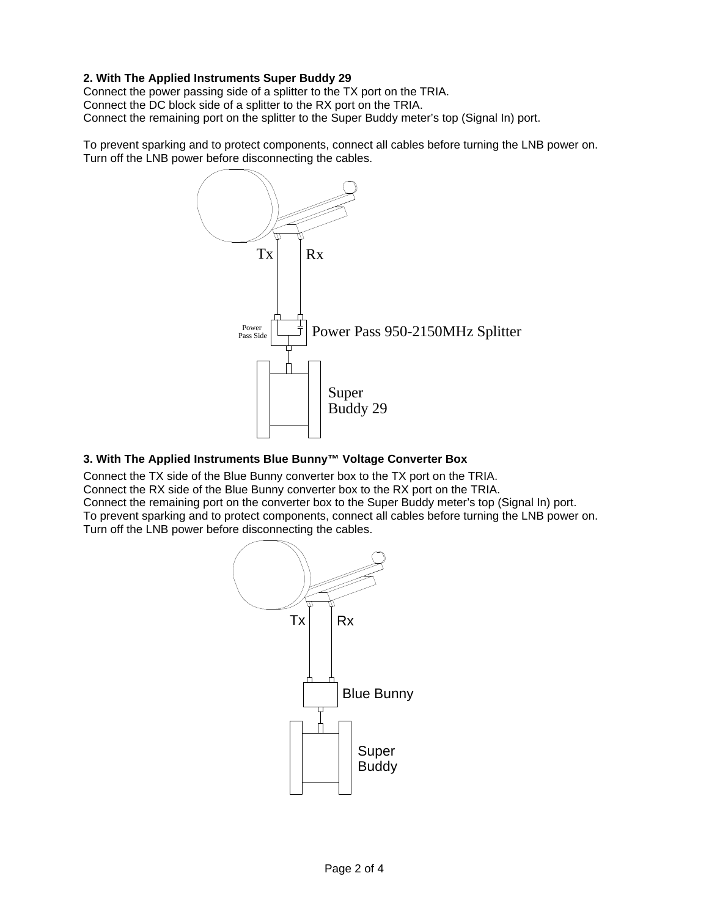**2. With The Applied Instruments Super Buddy 29**

Connect the power passing side of a splitter to the TX port on the TRIA.
Connect the DC block side of a splitter to the RX port on the TRIA.
Connect the remaining port on the splitter to the Super Buddy meter's top (Signal In) port.

To prevent sparking and to protect components, connect all cables before turning the LNB power on.
Turn off the LNB power before disconnecting the cables.

Tx Rx

Power Pass Side

Power Pass 950-2150MHz Splitter

Super Buddy 29

**3. With The Applied Instruments Blue Bunny™ Voltage Converter Box**

Connect the TX side of the Blue Bunny converter box to the TX port on the TRIA.
Connect the RX side of the Blue Bunny converter box to the RX port on the TRIA.
Connect the remaining port on the converter box to the Super Buddy meter's top (Signal In) port.
To prevent sparking and to protect components, connect all cables before turning the LNB power on.
Turn off the LNB power before disconnecting the cables.

Tx Rx

Blue Bunny

Super Buddy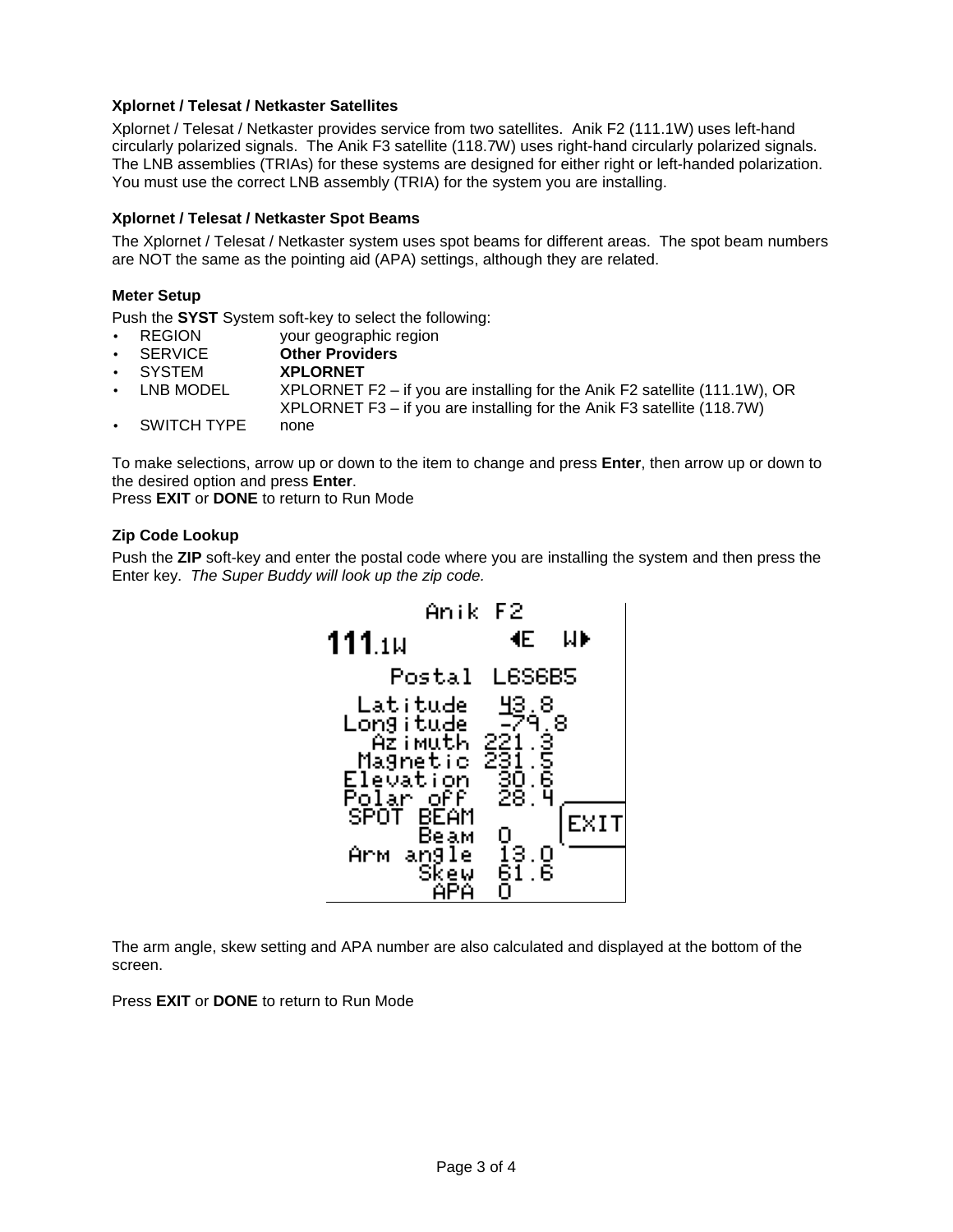### Xplornet / Telesat / Netkaster Satellites

Xplornet / Telesat / Netkaster provides service from two satellites. Anik F2 (111.1W) uses left-hand circularly polarized signals. The Anik F3 satellite (118.7W) uses right-hand circularly polarized signals. The LNB assemblies (TRIAs) for these systems are designed for either right or left-handed polarization. You must use the correct LNB assembly (TRIA) for the system you are installing.

### Xplornet / Telesat / Netkaster Spot Beams

The Xplornet / Telesat / Netkaster system uses spot beams for different areas. The spot beam numbers are NOT the same as the pointing aid (APA) settings, although they are related.

### Meter Setup

Push the **SYST** System soft-key to select the following:

- REGION — your geographic region
- SERVICE — **Other Providers**
- SYSTEM — **XPLORNET**
- LNB MODEL — XPLORNET F2 – if you are installing for the Anik F2 satellite (111.1W), OR XPLORNET F3 – if you are installing for the Anik F3 satellite (118.7W)
- SWITCH TYPE — none

To make selections, arrow up or down to the item to change and press **Enter**, then arrow up or down to the desired option and press **Enter**.
Press **EXIT** or **DONE** to return to Run Mode

### Zip Code Lookup

Push the **ZIP** soft-key and enter the postal code where you are installing the system and then press the Enter key. *The Super Buddy will look up the zip code.*

```
          Anik F2
111.1W          ◄E   W►
      Postal  L6S6B5
    Latitude   43.8
   Longitude  -79.8
     Azimuth  221.3
    Magnetic  231.5
   Elevation   30.6
   Polar off   28.4
   SPOT BEAM            EXIT
        Beam   0
   Arm angle   13.0
        Skew   61.6
         APA   0
```

The arm angle, skew setting and APA number are also calculated and displayed at the bottom of the screen.

Press **EXIT** or **DONE** to return to Run Mode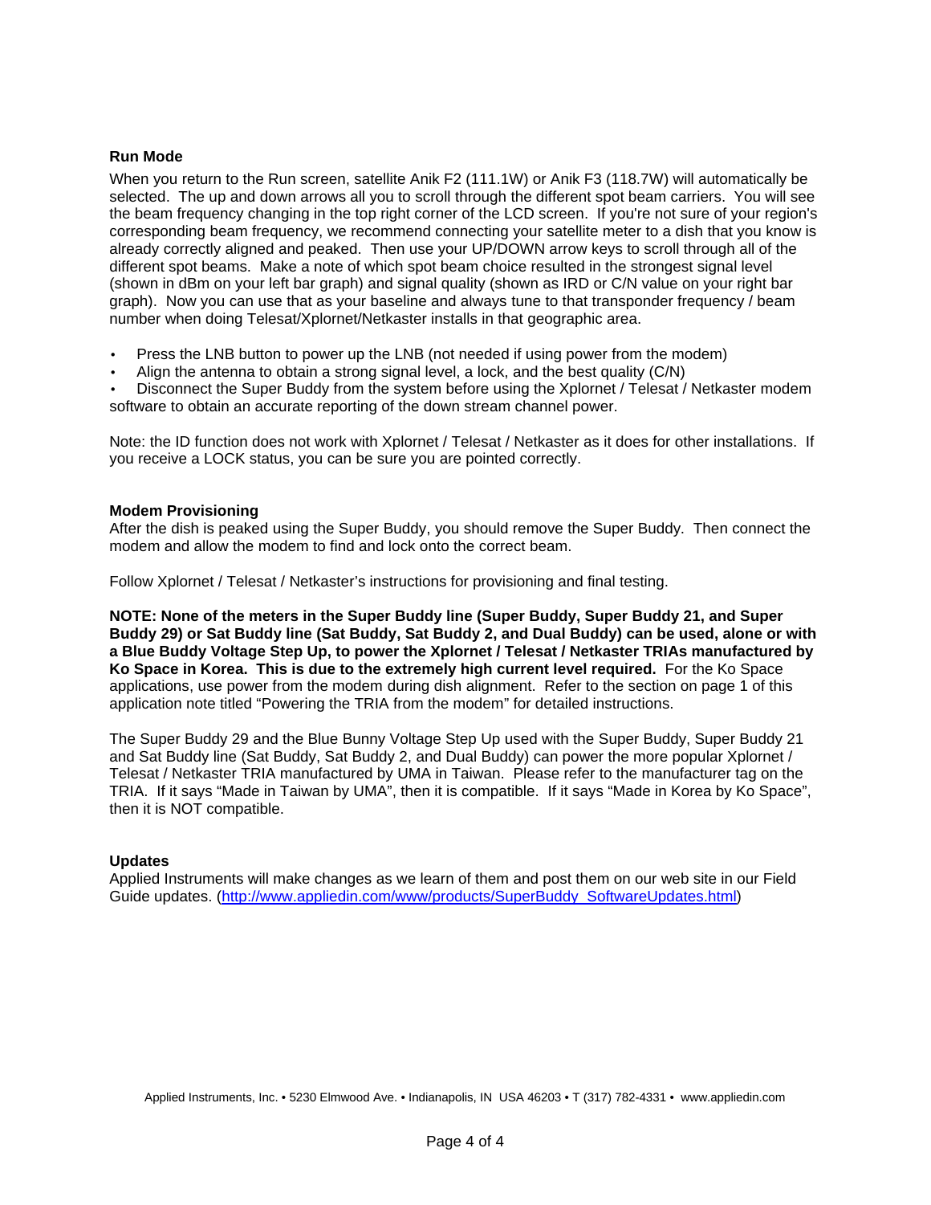### Run Mode

When you return to the Run screen, satellite Anik F2 (111.1W) or Anik F3 (118.7W) will automatically be selected. The up and down arrows all you to scroll through the different spot beam carriers. You will see the beam frequency changing in the top right corner of the LCD screen. If you're not sure of your region's corresponding beam frequency, we recommend connecting your satellite meter to a dish that you know is already correctly aligned and peaked. Then use your UP/DOWN arrow keys to scroll through all of the different spot beams. Make a note of which spot beam choice resulted in the strongest signal level (shown in dBm on your left bar graph) and signal quality (shown as IRD or C/N value on your right bar graph). Now you can use that as your baseline and always tune to that transponder frequency / beam number when doing Telesat/Xplornet/Netkaster installs in that geographic area.

- Press the LNB button to power up the LNB (not needed if using power from the modem)
- Align the antenna to obtain a strong signal level, a lock, and the best quality (C/N)
- Disconnect the Super Buddy from the system before using the Xplornet / Telesat / Netkaster modem software to obtain an accurate reporting of the down stream channel power.

Note: the ID function does not work with Xplornet / Telesat / Netkaster as it does for other installations. If you receive a LOCK status, you can be sure you are pointed correctly.

### Modem Provisioning

After the dish is peaked using the Super Buddy, you should remove the Super Buddy. Then connect the modem and allow the modem to find and lock onto the correct beam.

Follow Xplornet / Telesat / Netkaster's instructions for provisioning and final testing.

**NOTE: None of the meters in the Super Buddy line (Super Buddy, Super Buddy 21, and Super Buddy 29) or Sat Buddy line (Sat Buddy, Sat Buddy 2, and Dual Buddy) can be used, alone or with a Blue Buddy Voltage Step Up, to power the Xplornet / Telesat / Netkaster TRIAs manufactured by Ko Space in Korea. This is due to the extremely high current level required.** For the Ko Space applications, use power from the modem during dish alignment. Refer to the section on page 1 of this application note titled "Powering the TRIA from the modem" for detailed instructions.

The Super Buddy 29 and the Blue Bunny Voltage Step Up used with the Super Buddy, Super Buddy 21 and Sat Buddy line (Sat Buddy, Sat Buddy 2, and Dual Buddy) can power the more popular Xplornet / Telesat / Netkaster TRIA manufactured by UMA in Taiwan. Please refer to the manufacturer tag on the TRIA. If it says "Made in Taiwan by UMA", then it is compatible. If it says "Made in Korea by Ko Space", then it is NOT compatible.

### Updates

Applied Instruments will make changes as we learn of them and post them on our web site in our Field Guide updates. (http://www.appliedin.com/www/products/SuperBuddy_SoftwareUpdates.html)

Applied Instruments, Inc. • 5230 Elmwood Ave. • Indianapolis, IN USA 46203 • T (317) 782-4331 • www.appliedin.com